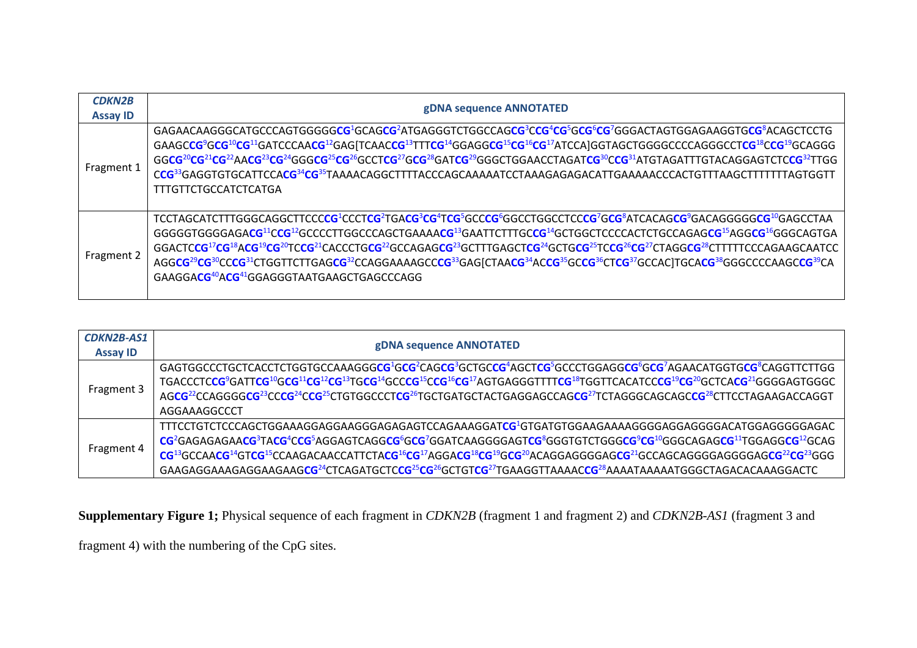| *CDKN2B* Assay ID | gDNA sequence ANNOTATED |
|---|---|
| Fragment 1 | GAGAACAAGGGCATGCCCAGTGGGGG**CG**[1]GCAG**CG**[2]ATGAGGGTCTGGCCAG**CG**[3]C**CG**[4]**CG**[5]G**CG**[6]**CG**[7]GGGACTAGTGGAGAAGGTG**CG**[8]ACAGCTCCTG GAAGC**CG**[9]G**CG**[10]**CG**[11]GATCCCAA**CG**[12]GAG[TCAAC**CG**[13]TTT**CG**[14]GGAGG**CG**[15]**CG**[16]**CG**[17]ATCCA]GGTAGCTGGGGCCCCAGGGCCT**CG**[18]C**CG**[19]GCAGGG GG**CG**[20]**CG**[21]**CG**[22]AA**CG**[23]**CG**[24]GGG**CG**[25]**CG**[26]GCCT**CG**[27]G**CG**[28]GAT**CG**[29]GGGCTGGAACCTAGAT**CG**[30]C**CG**[31]ATGTAGATTTGTACAGGAGTCTC**CG**[32]TTGG C**CG**[33]GAGGTGTGCATTCCA**CG**[34]**CG**[35]TAAAACAGGCTTTTACCCAGCAAAAATCCTAAAGAGAGACATTGAAAAACCCACTGTTTAAGCTTTTTTTAGTGGTT TTTGTTCTGCCATCTCATGA |
| Fragment 2 | TCCTAGCATCTTTGGGCAGGCTTCCC**CG**[1]CCCT**CG**[2]TGA**CG**[3]**CG**[4]T**CG**[5]GCC**CG**[6]GGCCTGGCCTCC**CG**[7]G**CG**[8]ATCACAG**CG**[9]GACAGGGGG**CG**[10]GAGCCTAA GGGGGTGGGGAGA**CG**[11]C**CG**[12]GCCCCTTGGCCCAGCTGAAAA**CG**[13]GAATTCTTTGC**CG**[14]GCTGGCTCCCCACTCTGCCAGAG**CG**[15]AGG**CG**[16]GGGCAGTGA GGACTC**CG**[17]**CG**[18]A**CG**[19]**CG**[20]TC**CG**[21]CACCCTG**CG**[22]GCCAGAG**CG**[23]GCTTTGAGCT**CG**[24]GCTG**CG**[25]TC**CG**[26]**CG**[27]CTAGG**CG**[28]CTTTTTCCCAGAAGCAATCC AGG**CG**[29]**CG**[30]CC**CG**[31]CTGGTTCTTGAG**CG**[32]CCAGGAAAAGCC**CG**[33]GAG[CTAA**CG**[34]AC**CG**[35]GC**CG**[36]CT**CG**[37]GCCAC]TGCA**CG**[38]GGGCCCCAAGC**CG**[39]CA GAAGGA**CG**[40]A**CG**[41]GGAGGGTAATGAAGCTGAGCCCAGG |

| *CDKN2B-AS1* Assay ID | gDNA sequence ANNOTATED |
|---|---|
| Fragment 3 | GAGTGGCCCTGCTCACCTCTGGTGCCAAAGGG**CG**[1]G**CG**[2]CAG**CG**[3]GCTGC**CG**[4]AGCT**CG**[5]GCCCTGGAGG**CG**[6]G**CG**[7]AGAACATGGTG**CG**[8]CAGGTTCTTGG TGACCCTC**CG**[9]GATT**CG**[10]G**CG**[11]**CG**[12]**CG**[13]TG**CG**[14]GCC**CG**[15]C**CG**[16]**CG**[17]AGTGAGGGTTTT**CG**[18]TGGTTCACATCC**CG**[19]**CG**[20]GCTCA**CG**[21]GGGGAGTGGGC AG**CG**[22]CCAGGGG**CG**[23]CC**CG**[24]C**CG**[25]CTGTGGCCCT**CG**[26]TGCTGATGCTACTGAGGAGCCAG**CG**[27]TCTAGGGCAGCAGC**CG**[28]CTTCCTAGAAGACCAGGT AGGAAAGGCCCT |
| Fragment 4 | TTTCCTGTCTCCCAGCTGGAAAGGAGGAAGGGAGAGAGTCCAGAAAGGAT**CG**[1]GTGATGTGGAAGAAAAGGGGAGGAGGGGACATGGAGGGGGAGAC **CG**[2]GAGAGAGAA**CG**[3]TA**CG**[4]C**CG**[5]AGGAGTCAGG**CG**[6]G**CG**[7]GGATCAAGGGGAGT**CG**[8]GGGTGTCTGGG**CG**[9]**CG**[10]GGGCAGAG**CG**[11]TGGAGG**CG**[12]GCAG **CG**[13]GCCAA**CG**[14]GT**CG**[15]CCAAGACAACCATTCTA**CG**[16]**CG**[17]AGGA**CG**[18]**CG**[19]G**CG**[20]ACAGGAGGGGAG**CG**[21]GCCAGCAGGGGAGGGGAG**CG**[22]**CG**[23]GGG GAAGAGGAAAGAGGAAGAAG**CG**[24]CTCAGATGCTC**CG**[25]**CG**[26]GCTGT**CG**[27]TGAAGGTTAAAAC**CG**[28]AAAATAAAAATGGGCTAGACACAAAGGACTC |

**Supplementary Figure 1;** Physical sequence of each fragment in *CDKN2B* (fragment 1 and fragment 2) and *CDKN2B-AS1* (fragment 3 and fragment 4) with the numbering of the CpG sites.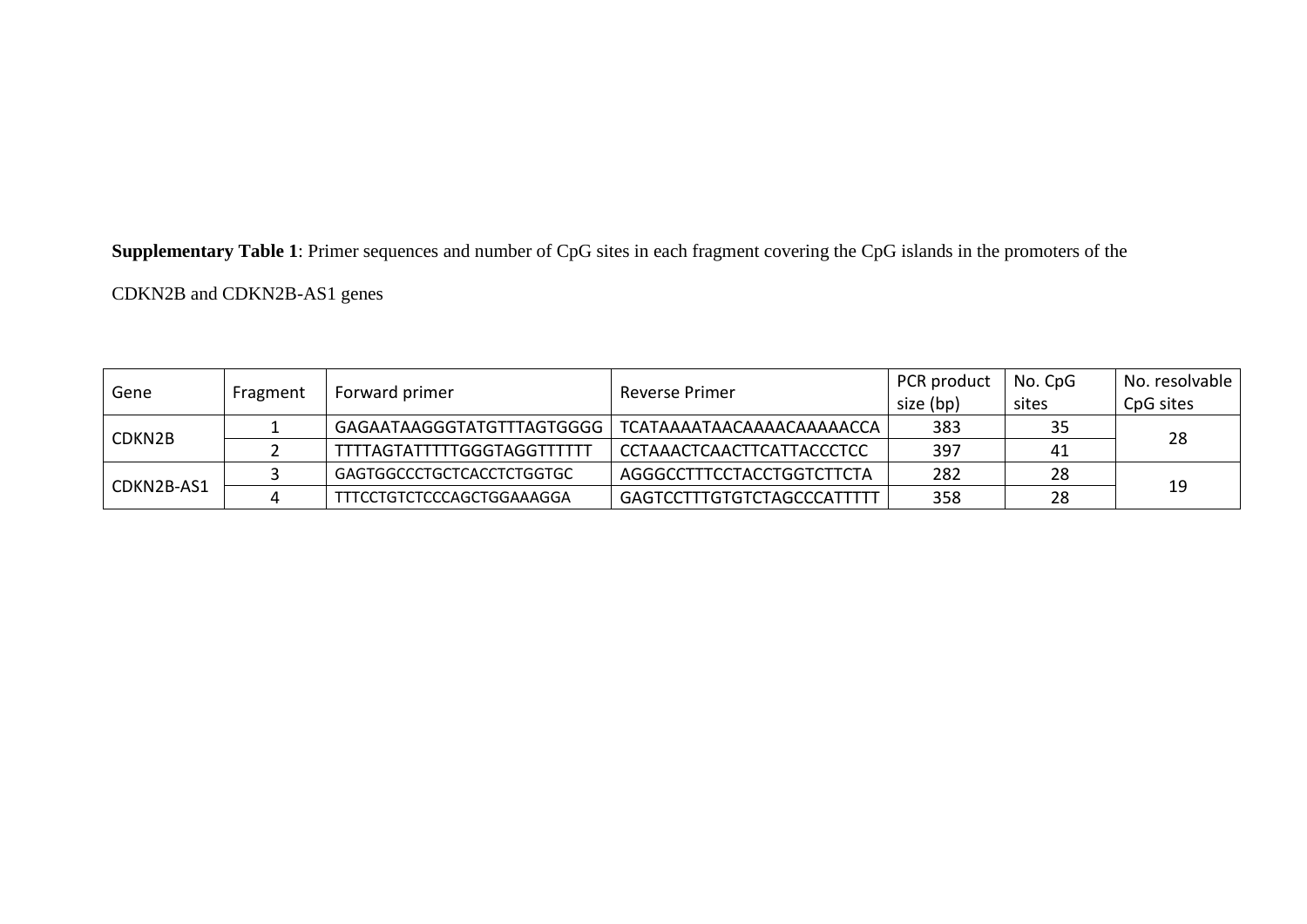**Supplementary Table 1**: Primer sequences and number of CpG sites in each fragment covering the CpG islands in the promoters of the CDKN2B and CDKN2B-AS1 genes

| Gene | Fragment | Forward primer | Reverse Primer | PCR product size (bp) | No. CpG sites | No. resolvable CpG sites |
|---|---|---|---|---|---|---|
| CDKN2B | 1 | GAGAATAAGGGTATGTTTAGTGGGG | TCATAAAATAACAAAACAAAAACCA | 383 | 35 | 28 |
| | 2 | TTTTAGTATTTTTGGGTAGGTTTTTT | CCTAAACTCAACTTCATTACCCTCC | 397 | 41 | |
| CDKN2B-AS1 | 3 | GAGTGGCCCTGCTCACCTCTGGTGC | AGGGCCTTTCCTACCTGGTCTTCTA | 282 | 28 | 19 |
| | 4 | TTTCCTGTCTCCCAGCTGGAAAGGA | GAGTCCTTTGTGTCTAGCCCATTTTT | 358 | 28 | |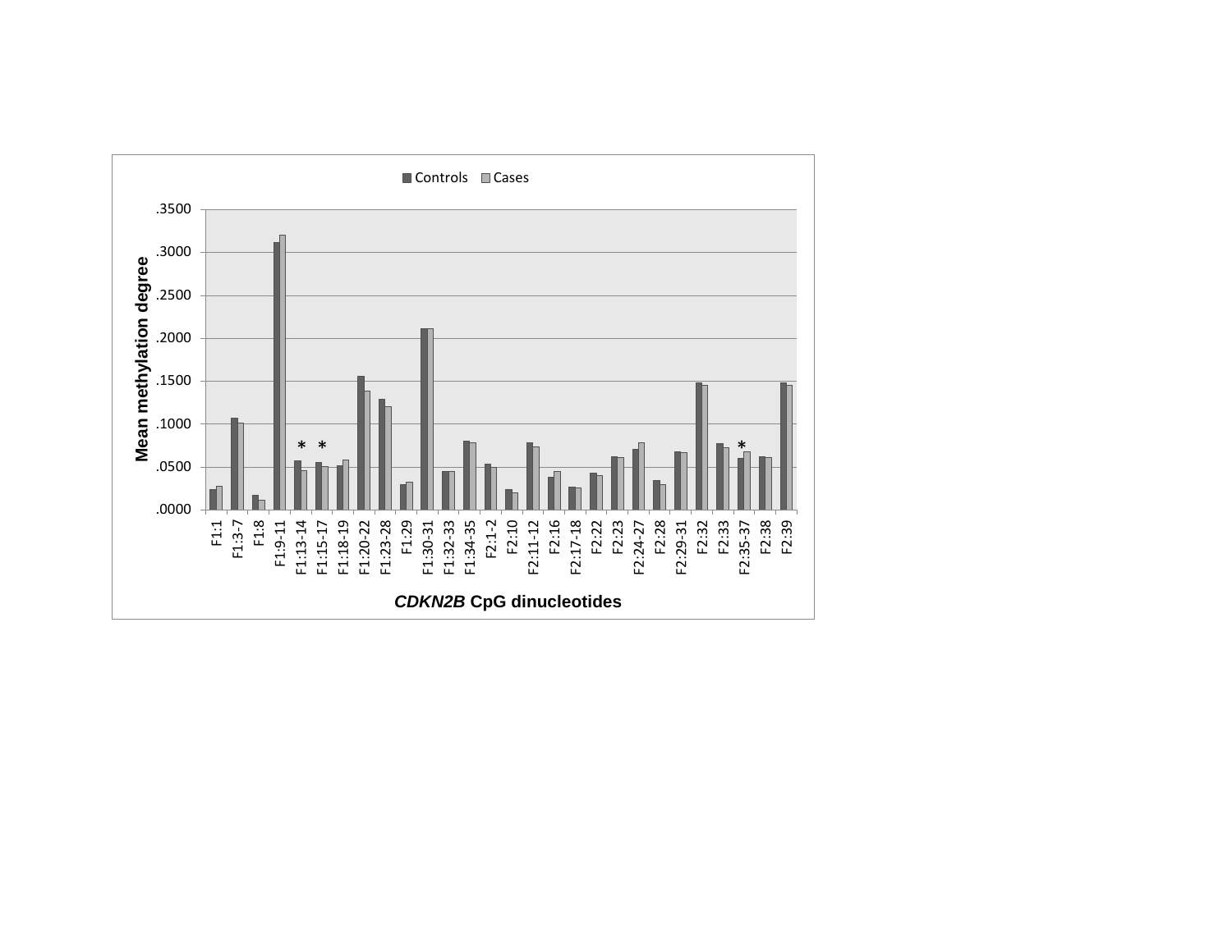■ Controls ■ Cases

Mean methylation degree

.3500
.3000
.2500
.2000
.1500
.1000
.0500
.0000

F1:1, F1:3-7, F1:8, F1:9-11, F1:13-14 *, F1:15-17 *, F1:18-19, F1:20-22, F1:23-28, F1:29, F1:30-31, F1:32-33, F1:34-35, F2:1-2, F2:10, F2:11-12, F2:16, F2:17-18, F2:22, F2:23, F2:24-27, F2:28, F2:29-31, F2:32, F2:33, F2:35-37 *, F2:38, F2:39

***CDKN2B*** **CpG dinucleotides**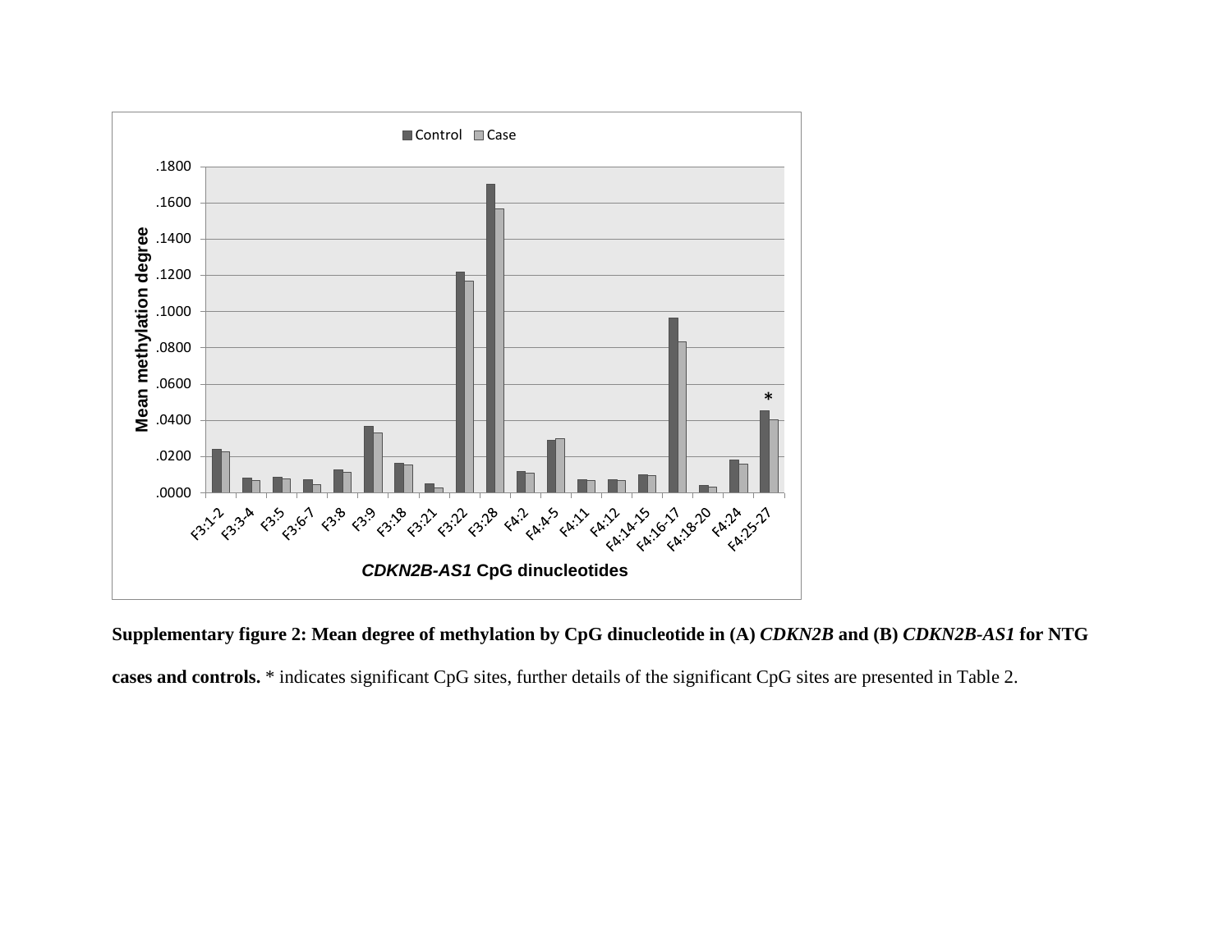**Supplementary figure 2: Mean degree of methylation by CpG dinucleotide in (A) *CDKN2B* and (B) *CDKN2B-AS1* for NTG cases and controls.** * indicates significant CpG sites, further details of the significant CpG sites are presented in Table 2.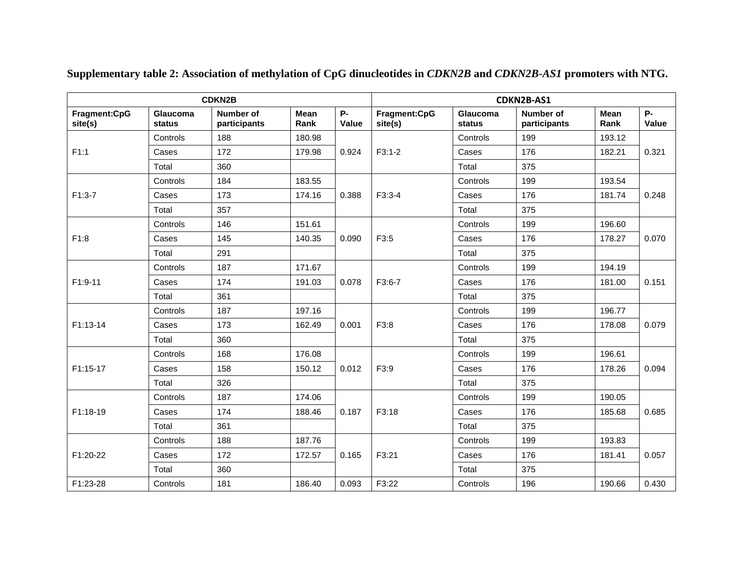**Supplementary table 2: Association of methylation of CpG dinucleotides in *CDKN2B* and *CDKN2B-AS1* promoters with NTG.**

| CDKN2B | | | | | CDKN2B-AS1 | | | | |
|---|---|---|---|---|---|---|---|---|---|
| **Fragment:CpG site(s)** | **Glaucoma status** | **Number of participants** | **Mean Rank** | **P-Value** | **Fragment:CpG site(s)** | **Glaucoma status** | **Number of participants** | **Mean Rank** | **P-Value** |
| F1:1 | Controls | 188 | 180.98 | 0.924 | F3:1-2 | Controls | 199 | 193.12 | 0.321 |
| | Cases | 172 | 179.98 | | | Cases | 176 | 182.21 | |
| | Total | 360 | | | | Total | 375 | | |
| F1:3-7 | Controls | 184 | 183.55 | 0.388 | F3:3-4 | Controls | 199 | 193.54 | 0.248 |
| | Cases | 173 | 174.16 | | | Cases | 176 | 181.74 | |
| | Total | 357 | | | | Total | 375 | | |
| F1:8 | Controls | 146 | 151.61 | 0.090 | F3:5 | Controls | 199 | 196.60 | 0.070 |
| | Cases | 145 | 140.35 | | | Cases | 176 | 178.27 | |
| | Total | 291 | | | | Total | 375 | | |
| F1:9-11 | Controls | 187 | 171.67 | 0.078 | F3:6-7 | Controls | 199 | 194.19 | 0.151 |
| | Cases | 174 | 191.03 | | | Cases | 176 | 181.00 | |
| | Total | 361 | | | | Total | 375 | | |
| F1:13-14 | Controls | 187 | 197.16 | 0.001 | F3:8 | Controls | 199 | 196.77 | 0.079 |
| | Cases | 173 | 162.49 | | | Cases | 176 | 178.08 | |
| | Total | 360 | | | | Total | 375 | | |
| F1:15-17 | Controls | 168 | 176.08 | 0.012 | F3:9 | Controls | 199 | 196.61 | 0.094 |
| | Cases | 158 | 150.12 | | | Cases | 176 | 178.26 | |
| | Total | 326 | | | | Total | 375 | | |
| F1:18-19 | Controls | 187 | 174.06 | 0.187 | F3:18 | Controls | 199 | 190.05 | 0.685 |
| | Cases | 174 | 188.46 | | | Cases | 176 | 185.68 | |
| | Total | 361 | | | | Total | 375 | | |
| F1:20-22 | Controls | 188 | 187.76 | 0.165 | F3:21 | Controls | 199 | 193.83 | 0.057 |
| | Cases | 172 | 172.57 | | | Cases | 176 | 181.41 | |
| | Total | 360 | | | | Total | 375 | | |
| F1:23-28 | Controls | 181 | 186.40 | 0.093 | F3:22 | Controls | 196 | 190.66 | 0.430 |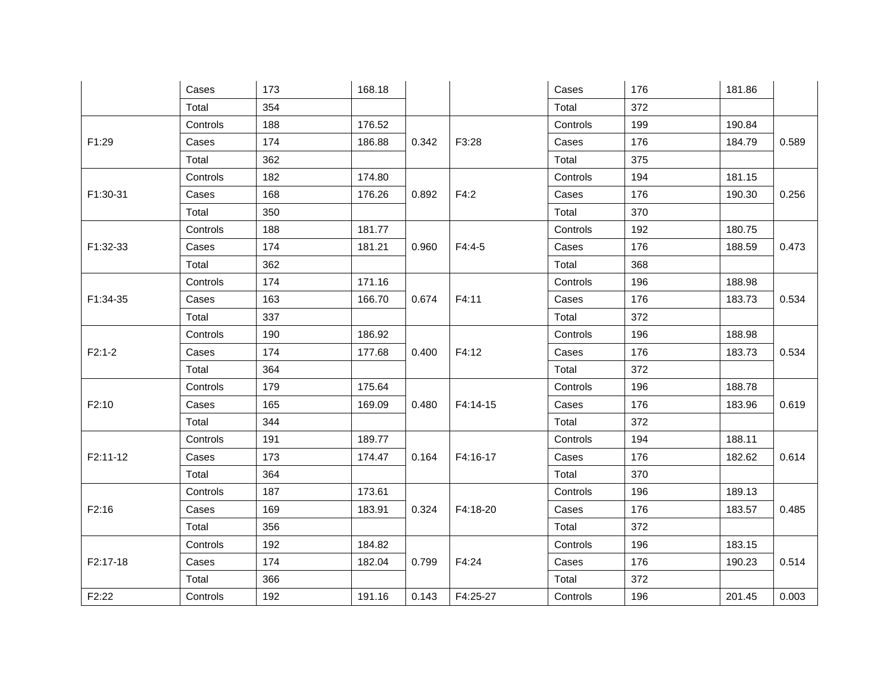| | Cases | 173 | 168.18 | | | Cases | 176 | 181.86 | |
|---|---|---|---|---|---|---|---|---|---|
| | Total | 354 | | | | Total | 372 | | |
| F1:29 | Controls | 188 | 176.52 | 0.342 | F3:28 | Controls | 199 | 190.84 | 0.589 |
| | Cases | 174 | 186.88 | | | Cases | 176 | 184.79 | |
| | Total | 362 | | | | Total | 375 | | |
| F1:30-31 | Controls | 182 | 174.80 | 0.892 | F4:2 | Controls | 194 | 181.15 | 0.256 |
| | Cases | 168 | 176.26 | | | Cases | 176 | 190.30 | |
| | Total | 350 | | | | Total | 370 | | |
| F1:32-33 | Controls | 188 | 181.77 | 0.960 | F4:4-5 | Controls | 192 | 180.75 | 0.473 |
| | Cases | 174 | 181.21 | | | Cases | 176 | 188.59 | |
| | Total | 362 | | | | Total | 368 | | |
| F1:34-35 | Controls | 174 | 171.16 | 0.674 | F4:11 | Controls | 196 | 188.98 | 0.534 |
| | Cases | 163 | 166.70 | | | Cases | 176 | 183.73 | |
| | Total | 337 | | | | Total | 372 | | |
| F2:1-2 | Controls | 190 | 186.92 | 0.400 | F4:12 | Controls | 196 | 188.98 | 0.534 |
| | Cases | 174 | 177.68 | | | Cases | 176 | 183.73 | |
| | Total | 364 | | | | Total | 372 | | |
| F2:10 | Controls | 179 | 175.64 | 0.480 | F4:14-15 | Controls | 196 | 188.78 | 0.619 |
| | Cases | 165 | 169.09 | | | Cases | 176 | 183.96 | |
| | Total | 344 | | | | Total | 372 | | |
| F2:11-12 | Controls | 191 | 189.77 | 0.164 | F4:16-17 | Controls | 194 | 188.11 | 0.614 |
| | Cases | 173 | 174.47 | | | Cases | 176 | 182.62 | |
| | Total | 364 | | | | Total | 370 | | |
| F2:16 | Controls | 187 | 173.61 | 0.324 | F4:18-20 | Controls | 196 | 189.13 | 0.485 |
| | Cases | 169 | 183.91 | | | Cases | 176 | 183.57 | |
| | Total | 356 | | | | Total | 372 | | |
| F2:17-18 | Controls | 192 | 184.82 | 0.799 | F4:24 | Controls | 196 | 183.15 | 0.514 |
| | Cases | 174 | 182.04 | | | Cases | 176 | 190.23 | |
| | Total | 366 | | | | Total | 372 | | |
| F2:22 | Controls | 192 | 191.16 | 0.143 | F4:25-27 | Controls | 196 | 201.45 | 0.003 |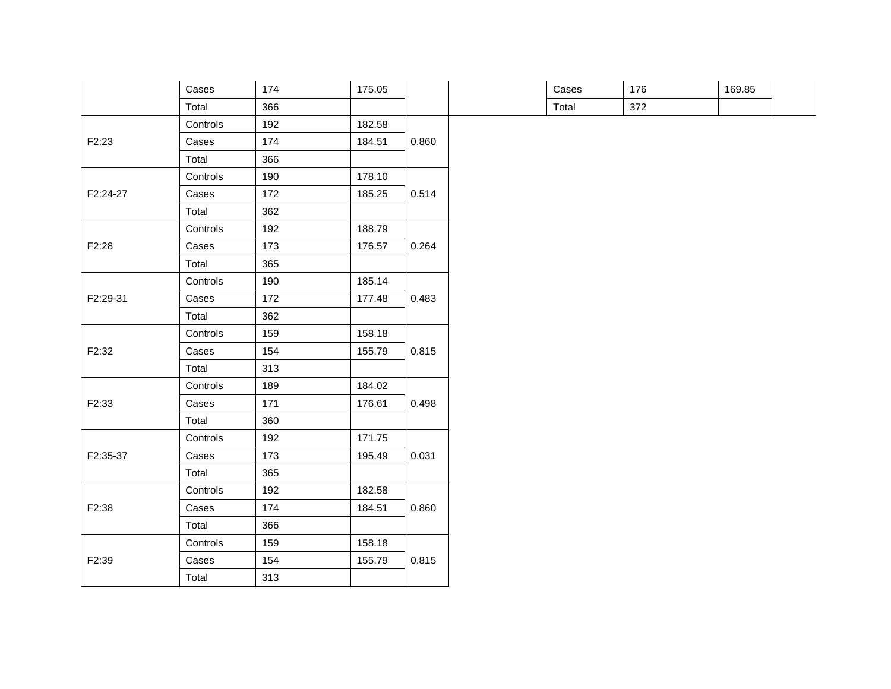| | | | | |
|---|---|---|---|---|
| | Cases | 174 | 175.05 | |
| | Total | 366 | | |
| F2:23 | Controls | 192 | 182.58 | 0.860 |
| | Cases | 174 | 184.51 | |
| | Total | 366 | | |
| F2:24-27 | Controls | 190 | 178.10 | 0.514 |
| | Cases | 172 | 185.25 | |
| | Total | 362 | | |
| F2:28 | Controls | 192 | 188.79 | 0.264 |
| | Cases | 173 | 176.57 | |
| | Total | 365 | | |
| F2:29-31 | Controls | 190 | 185.14 | 0.483 |
| | Cases | 172 | 177.48 | |
| | Total | 362 | | |
| F2:32 | Controls | 159 | 158.18 | 0.815 |
| | Cases | 154 | 155.79 | |
| | Total | 313 | | |
| F2:33 | Controls | 189 | 184.02 | 0.498 |
| | Cases | 171 | 176.61 | |
| | Total | 360 | | |
| F2:35-37 | Controls | 192 | 171.75 | 0.031 |
| | Cases | 173 | 195.49 | |
| | Total | 365 | | |
| F2:38 | Controls | 192 | 182.58 | 0.860 |
| | Cases | 174 | 184.51 | |
| | Total | 366 | | |
| F2:39 | Controls | 159 | 158.18 | 0.815 |
| | Cases | 154 | 155.79 | |
| | Total | 313 | | |

| | | | | |
|---|---|---|---|---|
| | Cases | 176 | 169.85 | |
| | Total | 372 | | |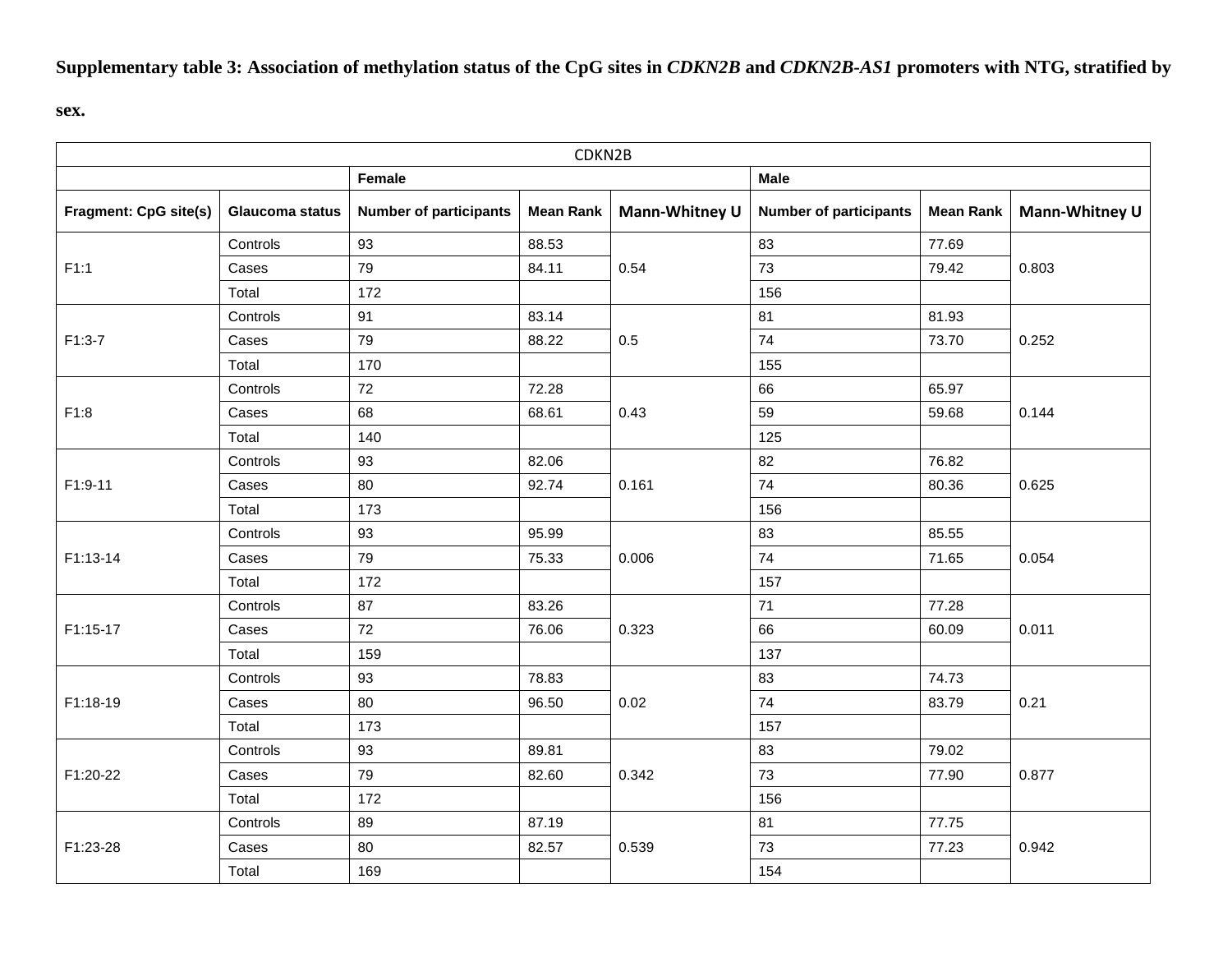**Supplementary table 3: Association of methylation status of the CpG sites in *CDKN2B* and *CDKN2B-AS1* promoters with NTG, stratified by sex.**

| CDKN2B | | | | | | | |
|---|---|---|---|---|---|---|---|
| | | **Female** | | | **Male** | | |
| **Fragment: CpG site(s)** | **Glaucoma status** | **Number of participants** | **Mean Rank** | **Mann-Whitney U** | **Number of participants** | **Mean Rank** | **Mann-Whitney U** |
| F1:1 | Controls | 93 | 88.53 | 0.54 | 83 | 77.69 | 0.803 |
| | Cases | 79 | 84.11 | | 73 | 79.42 | |
| | Total | 172 | | | 156 | | |
| F1:3-7 | Controls | 91 | 83.14 | 0.5 | 81 | 81.93 | 0.252 |
| | Cases | 79 | 88.22 | | 74 | 73.70 | |
| | Total | 170 | | | 155 | | |
| F1:8 | Controls | 72 | 72.28 | 0.43 | 66 | 65.97 | 0.144 |
| | Cases | 68 | 68.61 | | 59 | 59.68 | |
| | Total | 140 | | | 125 | | |
| F1:9-11 | Controls | 93 | 82.06 | 0.161 | 82 | 76.82 | 0.625 |
| | Cases | 80 | 92.74 | | 74 | 80.36 | |
| | Total | 173 | | | 156 | | |
| F1:13-14 | Controls | 93 | 95.99 | 0.006 | 83 | 85.55 | 0.054 |
| | Cases | 79 | 75.33 | | 74 | 71.65 | |
| | Total | 172 | | | 157 | | |
| F1:15-17 | Controls | 87 | 83.26 | 0.323 | 71 | 77.28 | 0.011 |
| | Cases | 72 | 76.06 | | 66 | 60.09 | |
| | Total | 159 | | | 137 | | |
| F1:18-19 | Controls | 93 | 78.83 | 0.02 | 83 | 74.73 | 0.21 |
| | Cases | 80 | 96.50 | | 74 | 83.79 | |
| | Total | 173 | | | 157 | | |
| F1:20-22 | Controls | 93 | 89.81 | 0.342 | 83 | 79.02 | 0.877 |
| | Cases | 79 | 82.60 | | 73 | 77.90 | |
| | Total | 172 | | | 156 | | |
| F1:23-28 | Controls | 89 | 87.19 | 0.539 | 81 | 77.75 | 0.942 |
| | Cases | 80 | 82.57 | | 73 | 77.23 | |
| | Total | 169 | | | 154 | | |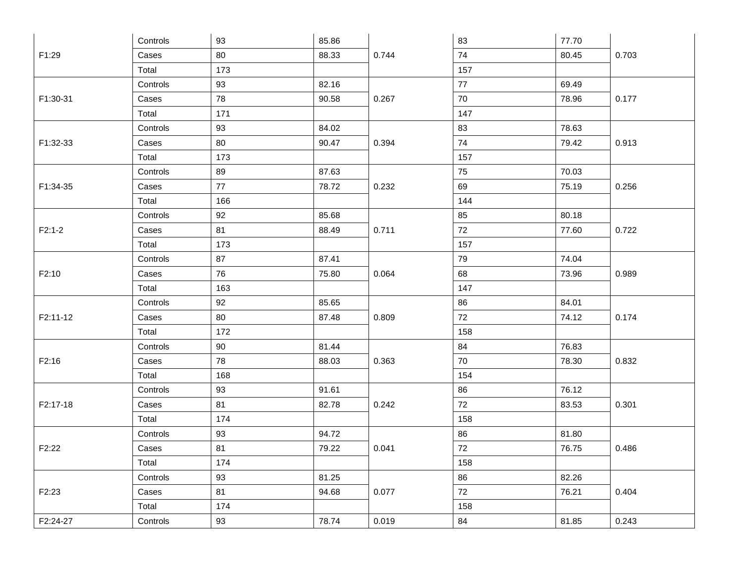| F1:29 | Controls | 93 | 85.86 | 0.744 | 83 | 77.70 | 0.703 |
|---|---|---|---|---|---|---|---|
| | Cases | 80 | 88.33 | | 74 | 80.45 | |
| | Total | 173 | | | 157 | | |
| F1:30-31 | Controls | 93 | 82.16 | 0.267 | 77 | 69.49 | 0.177 |
| | Cases | 78 | 90.58 | | 70 | 78.96 | |
| | Total | 171 | | | 147 | | |
| F1:32-33 | Controls | 93 | 84.02 | 0.394 | 83 | 78.63 | 0.913 |
| | Cases | 80 | 90.47 | | 74 | 79.42 | |
| | Total | 173 | | | 157 | | |
| F1:34-35 | Controls | 89 | 87.63 | 0.232 | 75 | 70.03 | 0.256 |
| | Cases | 77 | 78.72 | | 69 | 75.19 | |
| | Total | 166 | | | 144 | | |
| F2:1-2 | Controls | 92 | 85.68 | 0.711 | 85 | 80.18 | 0.722 |
| | Cases | 81 | 88.49 | | 72 | 77.60 | |
| | Total | 173 | | | 157 | | |
| F2:10 | Controls | 87 | 87.41 | 0.064 | 79 | 74.04 | 0.989 |
| | Cases | 76 | 75.80 | | 68 | 73.96 | |
| | Total | 163 | | | 147 | | |
| F2:11-12 | Controls | 92 | 85.65 | 0.809 | 86 | 84.01 | 0.174 |
| | Cases | 80 | 87.48 | | 72 | 74.12 | |
| | Total | 172 | | | 158 | | |
| F2:16 | Controls | 90 | 81.44 | 0.363 | 84 | 76.83 | 0.832 |
| | Cases | 78 | 88.03 | | 70 | 78.30 | |
| | Total | 168 | | | 154 | | |
| F2:17-18 | Controls | 93 | 91.61 | 0.242 | 86 | 76.12 | 0.301 |
| | Cases | 81 | 82.78 | | 72 | 83.53 | |
| | Total | 174 | | | 158 | | |
| F2:22 | Controls | 93 | 94.72 | 0.041 | 86 | 81.80 | 0.486 |
| | Cases | 81 | 79.22 | | 72 | 76.75 | |
| | Total | 174 | | | 158 | | |
| F2:23 | Controls | 93 | 81.25 | 0.077 | 86 | 82.26 | 0.404 |
| | Cases | 81 | 94.68 | | 72 | 76.21 | |
| | Total | 174 | | | 158 | | |
| F2:24-27 | Controls | 93 | 78.74 | 0.019 | 84 | 81.85 | 0.243 |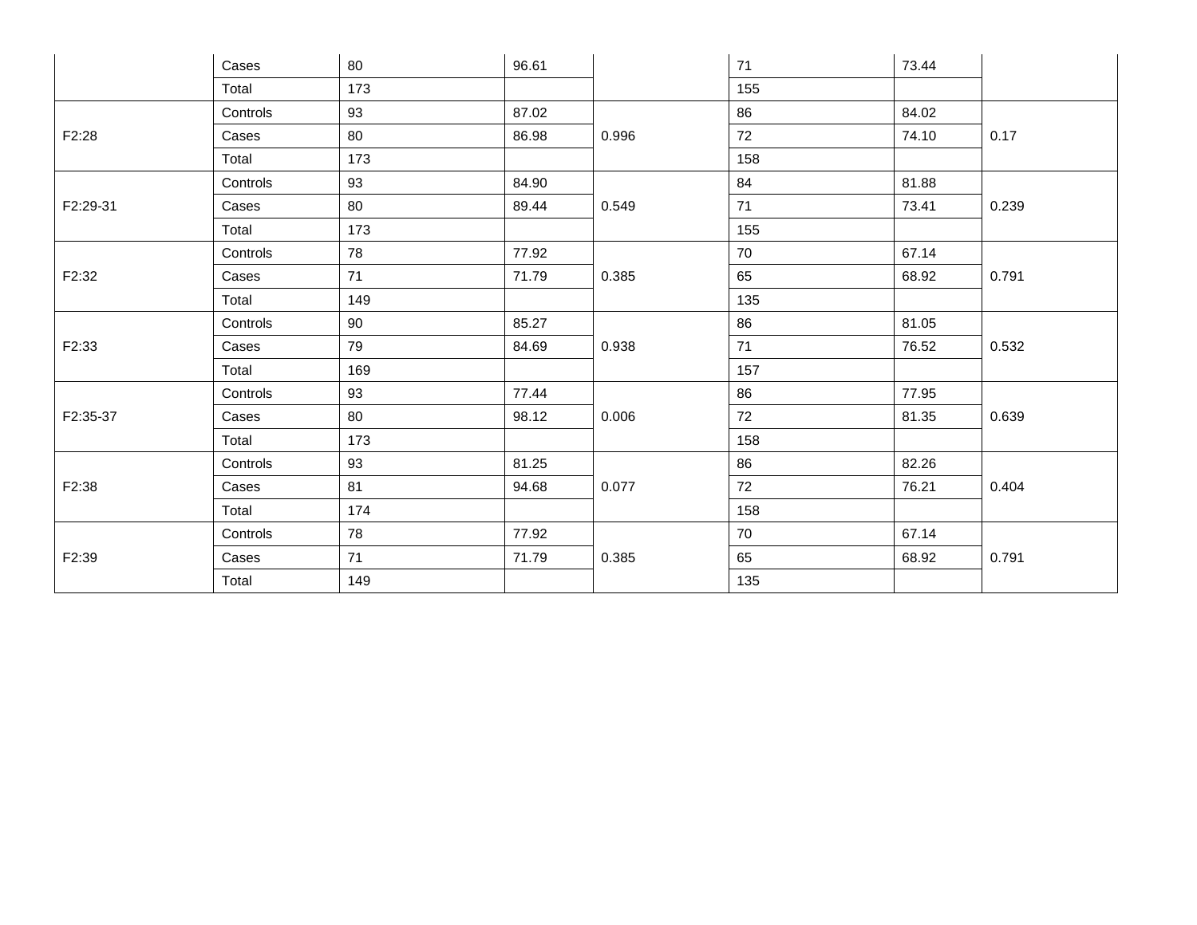| | | | | | | | |
|---|---|---|---|---|---|---|---|
| | Cases | 80 | 96.61 | | 71 | 73.44 | |
| | Total | 173 | | | 155 | | |
| F2:28 | Controls | 93 | 87.02 | 0.996 | 86 | 84.02 | 0.17 |
| | Cases | 80 | 86.98 | | 72 | 74.10 | |
| | Total | 173 | | | 158 | | |
| F2:29-31 | Controls | 93 | 84.90 | 0.549 | 84 | 81.88 | 0.239 |
| | Cases | 80 | 89.44 | | 71 | 73.41 | |
| | Total | 173 | | | 155 | | |
| F2:32 | Controls | 78 | 77.92 | 0.385 | 70 | 67.14 | 0.791 |
| | Cases | 71 | 71.79 | | 65 | 68.92 | |
| | Total | 149 | | | 135 | | |
| F2:33 | Controls | 90 | 85.27 | 0.938 | 86 | 81.05 | 0.532 |
| | Cases | 79 | 84.69 | | 71 | 76.52 | |
| | Total | 169 | | | 157 | | |
| F2:35-37 | Controls | 93 | 77.44 | 0.006 | 86 | 77.95 | 0.639 |
| | Cases | 80 | 98.12 | | 72 | 81.35 | |
| | Total | 173 | | | 158 | | |
| F2:38 | Controls | 93 | 81.25 | 0.077 | 86 | 82.26 | 0.404 |
| | Cases | 81 | 94.68 | | 72 | 76.21 | |
| | Total | 174 | | | 158 | | |
| F2:39 | Controls | 78 | 77.92 | 0.385 | 70 | 67.14 | 0.791 |
| | Cases | 71 | 71.79 | | 65 | 68.92 | |
| | Total | 149 | | | 135 | | |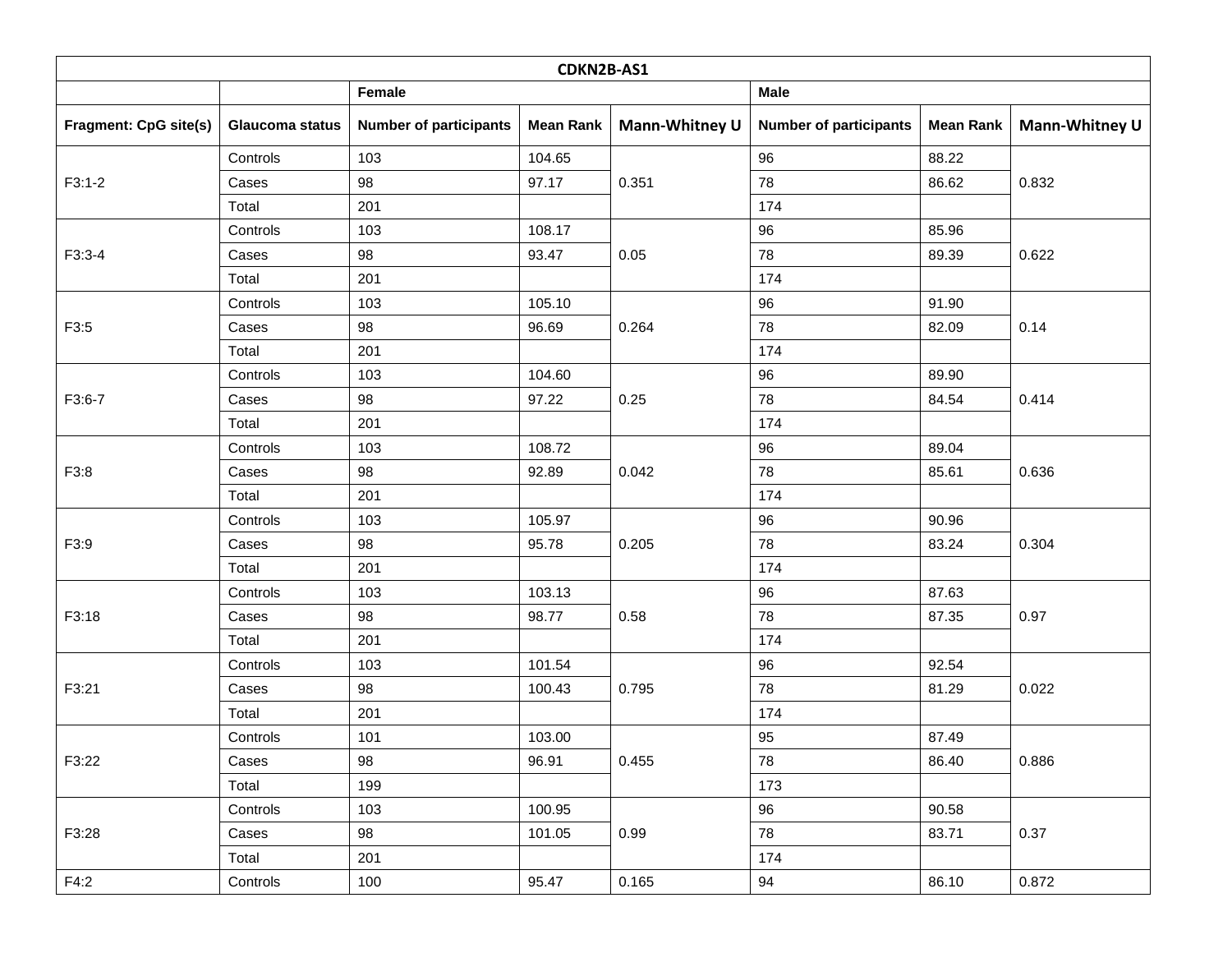| CDKN2B-AS1 | | | | | | | |
|---|---|---|---|---|---|---|---|
| | | Female | | | Male | | |
| Fragment: CpG site(s) | Glaucoma status | Number of participants | Mean Rank | Mann-Whitney U | Number of participants | Mean Rank | Mann-Whitney U |
| F3:1-2 | Controls | 103 | 104.65 | 0.351 | 96 | 88.22 | 0.832 |
| | Cases | 98 | 97.17 | | 78 | 86.62 | |
| | Total | 201 | | | 174 | | |
| F3:3-4 | Controls | 103 | 108.17 | 0.05 | 96 | 85.96 | 0.622 |
| | Cases | 98 | 93.47 | | 78 | 89.39 | |
| | Total | 201 | | | 174 | | |
| F3:5 | Controls | 103 | 105.10 | 0.264 | 96 | 91.90 | 0.14 |
| | Cases | 98 | 96.69 | | 78 | 82.09 | |
| | Total | 201 | | | 174 | | |
| F3:6-7 | Controls | 103 | 104.60 | 0.25 | 96 | 89.90 | 0.414 |
| | Cases | 98 | 97.22 | | 78 | 84.54 | |
| | Total | 201 | | | 174 | | |
| F3:8 | Controls | 103 | 108.72 | 0.042 | 96 | 89.04 | 0.636 |
| | Cases | 98 | 92.89 | | 78 | 85.61 | |
| | Total | 201 | | | 174 | | |
| F3:9 | Controls | 103 | 105.97 | 0.205 | 96 | 90.96 | 0.304 |
| | Cases | 98 | 95.78 | | 78 | 83.24 | |
| | Total | 201 | | | 174 | | |
| F3:18 | Controls | 103 | 103.13 | 0.58 | 96 | 87.63 | 0.97 |
| | Cases | 98 | 98.77 | | 78 | 87.35 | |
| | Total | 201 | | | 174 | | |
| F3:21 | Controls | 103 | 101.54 | 0.795 | 96 | 92.54 | 0.022 |
| | Cases | 98 | 100.43 | | 78 | 81.29 | |
| | Total | 201 | | | 174 | | |
| F3:22 | Controls | 101 | 103.00 | 0.455 | 95 | 87.49 | 0.886 |
| | Cases | 98 | 96.91 | | 78 | 86.40 | |
| | Total | 199 | | | 173 | | |
| F3:28 | Controls | 103 | 100.95 | 0.99 | 96 | 90.58 | 0.37 |
| | Cases | 98 | 101.05 | | 78 | 83.71 | |
| | Total | 201 | | | 174 | | |
| F4:2 | Controls | 100 | 95.47 | 0.165 | 94 | 86.10 | 0.872 |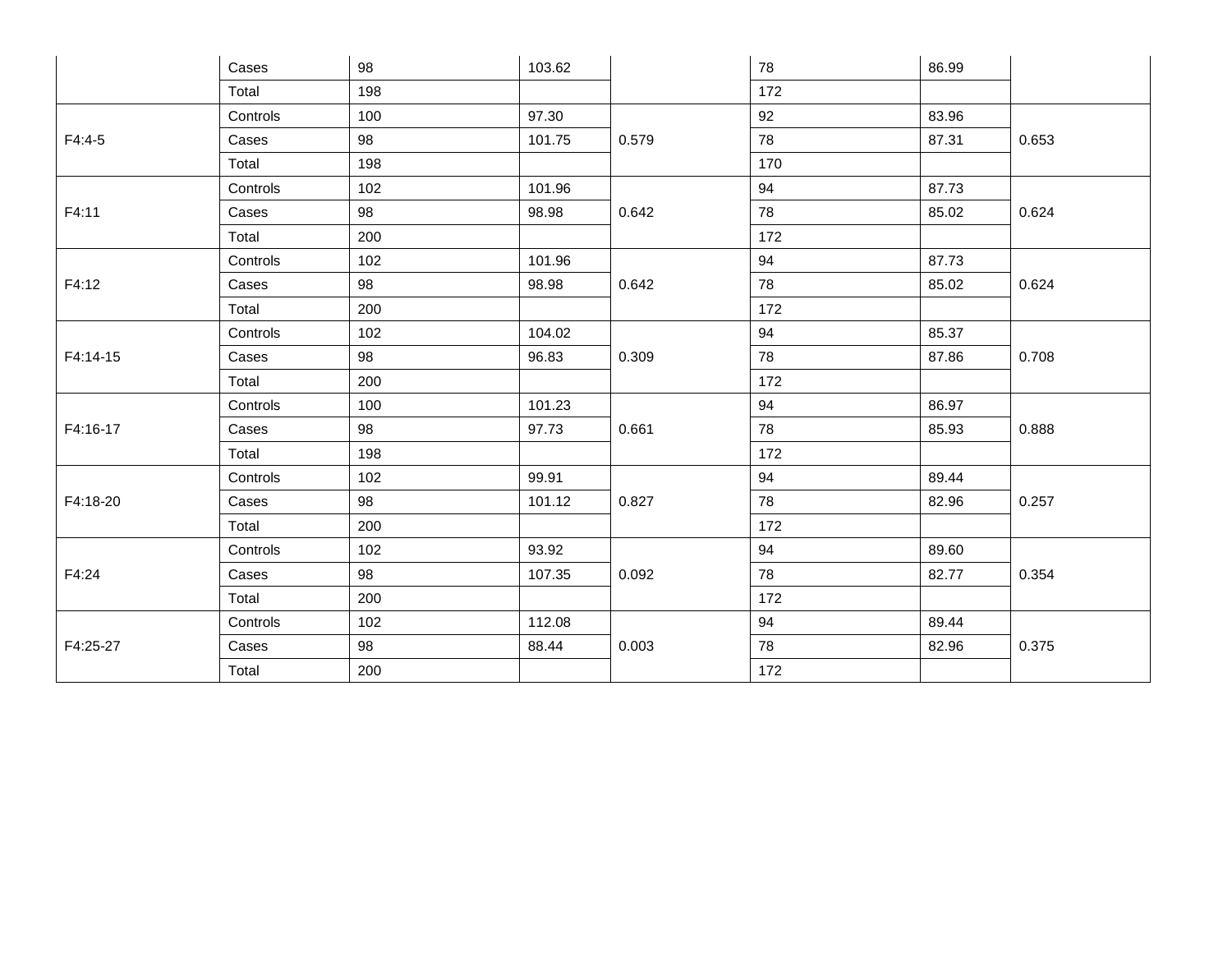| | | | | | | | |
|---|---|---|---|---|---|---|---|
| | Cases | 98 | 103.62 | | 78 | 86.99 | |
| | Total | 198 | | | 172 | | |
| F4:4-5 | Controls | 100 | 97.30 | 0.579 | 92 | 83.96 | 0.653 |
| | Cases | 98 | 101.75 | | 78 | 87.31 | |
| | Total | 198 | | | 170 | | |
| F4:11 | Controls | 102 | 101.96 | 0.642 | 94 | 87.73 | 0.624 |
| | Cases | 98 | 98.98 | | 78 | 85.02 | |
| | Total | 200 | | | 172 | | |
| F4:12 | Controls | 102 | 101.96 | 0.642 | 94 | 87.73 | 0.624 |
| | Cases | 98 | 98.98 | | 78 | 85.02 | |
| | Total | 200 | | | 172 | | |
| F4:14-15 | Controls | 102 | 104.02 | 0.309 | 94 | 85.37 | 0.708 |
| | Cases | 98 | 96.83 | | 78 | 87.86 | |
| | Total | 200 | | | 172 | | |
| F4:16-17 | Controls | 100 | 101.23 | 0.661 | 94 | 86.97 | 0.888 |
| | Cases | 98 | 97.73 | | 78 | 85.93 | |
| | Total | 198 | | | 172 | | |
| F4:18-20 | Controls | 102 | 99.91 | 0.827 | 94 | 89.44 | 0.257 |
| | Cases | 98 | 101.12 | | 78 | 82.96 | |
| | Total | 200 | | | 172 | | |
| F4:24 | Controls | 102 | 93.92 | 0.092 | 94 | 89.60 | 0.354 |
| | Cases | 98 | 107.35 | | 78 | 82.77 | |
| | Total | 200 | | | 172 | | |
| F4:25-27 | Controls | 102 | 112.08 | 0.003 | 94 | 89.44 | 0.375 |
| | Cases | 98 | 88.44 | | 78 | 82.96 | |
| | Total | 200 | | | 172 | | |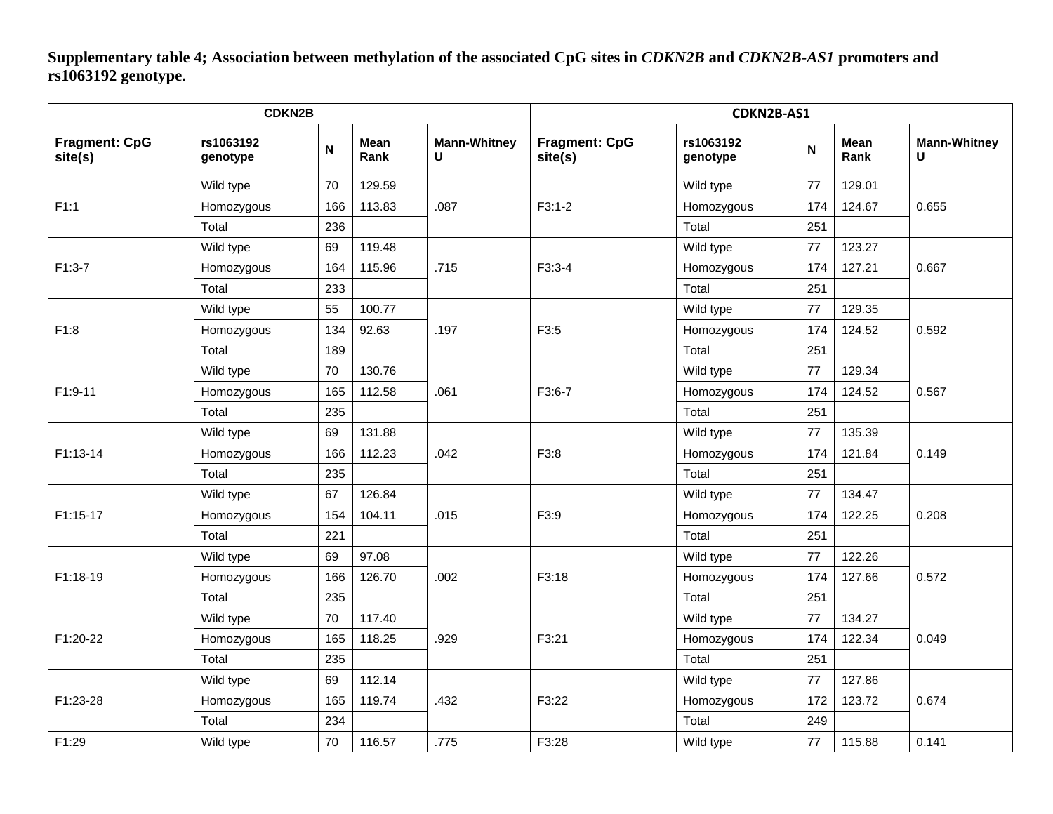**Supplementary table 4; Association between methylation of the associated CpG sites in *CDKN2B* and *CDKN2B-AS1* promoters and rs1063192 genotype.**

| CDKN2B | | | | | CDKN2B-AS1 | | | | |
|---|---|---|---|---|---|---|---|---|---|
| **Fragment: CpG site(s)** | **rs1063192 genotype** | **N** | **Mean Rank** | **Mann-Whitney U** | **Fragment: CpG site(s)** | **rs1063192 genotype** | **N** | **Mean Rank** | **Mann-Whitney U** |
| F1:1 | Wild type | 70 | 129.59 | .087 | F3:1-2 | Wild type | 77 | 129.01 | 0.655 |
| | Homozygous | 166 | 113.83 | | | Homozygous | 174 | 124.67 | |
| | Total | 236 | | | | Total | 251 | | |
| F1:3-7 | Wild type | 69 | 119.48 | .715 | F3:3-4 | Wild type | 77 | 123.27 | 0.667 |
| | Homozygous | 164 | 115.96 | | | Homozygous | 174 | 127.21 | |
| | Total | 233 | | | | Total | 251 | | |
| F1:8 | Wild type | 55 | 100.77 | .197 | F3:5 | Wild type | 77 | 129.35 | 0.592 |
| | Homozygous | 134 | 92.63 | | | Homozygous | 174 | 124.52 | |
| | Total | 189 | | | | Total | 251 | | |
| F1:9-11 | Wild type | 70 | 130.76 | .061 | F3:6-7 | Wild type | 77 | 129.34 | 0.567 |
| | Homozygous | 165 | 112.58 | | | Homozygous | 174 | 124.52 | |
| | Total | 235 | | | | Total | 251 | | |
| F1:13-14 | Wild type | 69 | 131.88 | .042 | F3:8 | Wild type | 77 | 135.39 | 0.149 |
| | Homozygous | 166 | 112.23 | | | Homozygous | 174 | 121.84 | |
| | Total | 235 | | | | Total | 251 | | |
| F1:15-17 | Wild type | 67 | 126.84 | .015 | F3:9 | Wild type | 77 | 134.47 | 0.208 |
| | Homozygous | 154 | 104.11 | | | Homozygous | 174 | 122.25 | |
| | Total | 221 | | | | Total | 251 | | |
| F1:18-19 | Wild type | 69 | 97.08 | .002 | F3:18 | Wild type | 77 | 122.26 | 0.572 |
| | Homozygous | 166 | 126.70 | | | Homozygous | 174 | 127.66 | |
| | Total | 235 | | | | Total | 251 | | |
| F1:20-22 | Wild type | 70 | 117.40 | .929 | F3:21 | Wild type | 77 | 134.27 | 0.049 |
| | Homozygous | 165 | 118.25 | | | Homozygous | 174 | 122.34 | |
| | Total | 235 | | | | Total | 251 | | |
| F1:23-28 | Wild type | 69 | 112.14 | .432 | F3:22 | Wild type | 77 | 127.86 | 0.674 |
| | Homozygous | 165 | 119.74 | | | Homozygous | 172 | 123.72 | |
| | Total | 234 | | | | Total | 249 | | |
| F1:29 | Wild type | 70 | 116.57 | .775 | F3:28 | Wild type | 77 | 115.88 | 0.141 |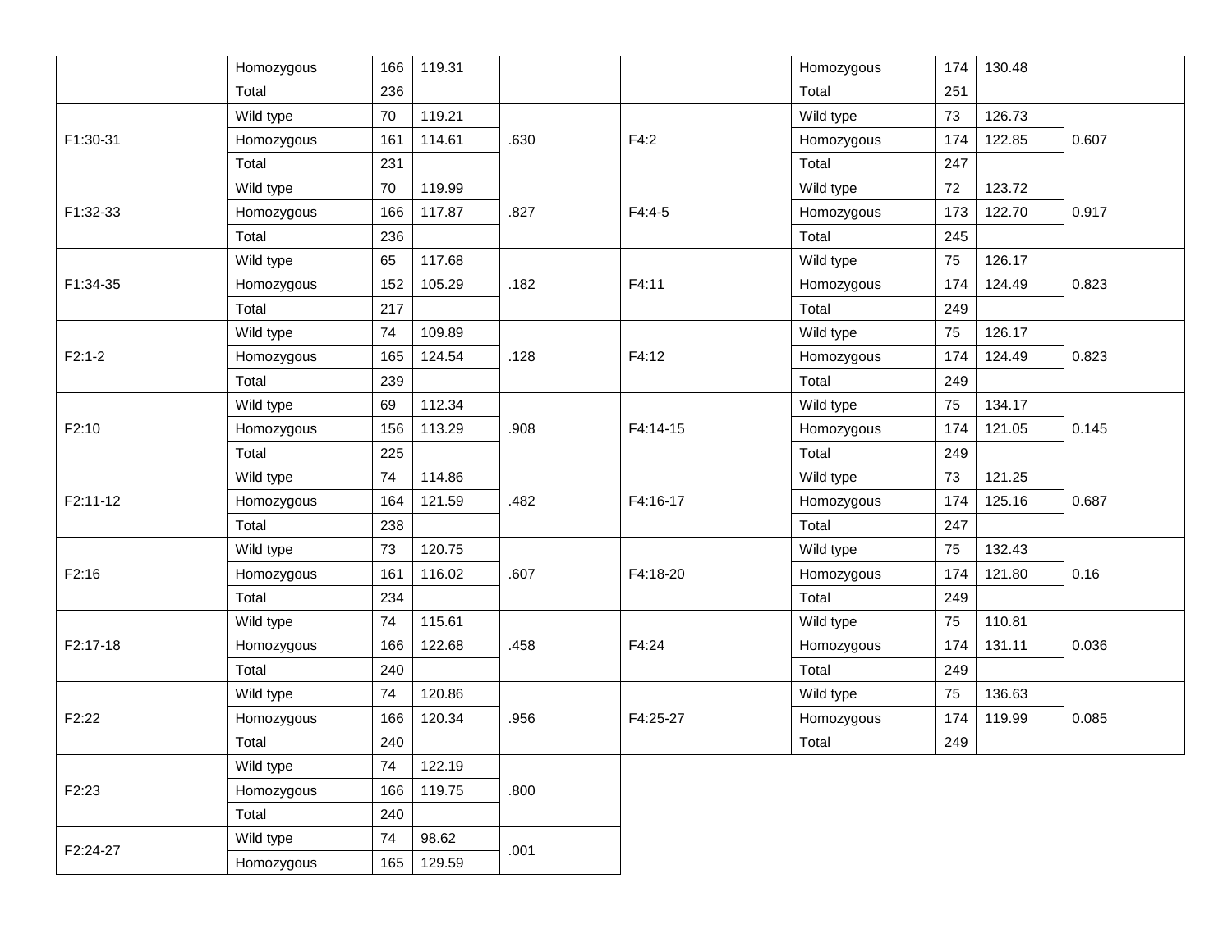| | | | | | | | | | |
|---|---|---|---|---|---|---|---|---|---|
| | Homozygous | 166 | 119.31 | | | Homozygous | 174 | 130.48 | |
| | Total | 236 | | | | Total | 251 | | |
| F1:30-31 | Wild type | 70 | 119.21 | .630 | F4:2 | Wild type | 73 | 126.73 | 0.607 |
| | Homozygous | 161 | 114.61 | | | Homozygous | 174 | 122.85 | |
| | Total | 231 | | | | Total | 247 | | |
| F1:32-33 | Wild type | 70 | 119.99 | .827 | F4:4-5 | Wild type | 72 | 123.72 | 0.917 |
| | Homozygous | 166 | 117.87 | | | Homozygous | 173 | 122.70 | |
| | Total | 236 | | | | Total | 245 | | |
| F1:34-35 | Wild type | 65 | 117.68 | .182 | F4:11 | Wild type | 75 | 126.17 | 0.823 |
| | Homozygous | 152 | 105.29 | | | Homozygous | 174 | 124.49 | |
| | Total | 217 | | | | Total | 249 | | |
| F2:1-2 | Wild type | 74 | 109.89 | .128 | F4:12 | Wild type | 75 | 126.17 | 0.823 |
| | Homozygous | 165 | 124.54 | | | Homozygous | 174 | 124.49 | |
| | Total | 239 | | | | Total | 249 | | |
| F2:10 | Wild type | 69 | 112.34 | .908 | F4:14-15 | Wild type | 75 | 134.17 | 0.145 |
| | Homozygous | 156 | 113.29 | | | Homozygous | 174 | 121.05 | |
| | Total | 225 | | | | Total | 249 | | |
| F2:11-12 | Wild type | 74 | 114.86 | .482 | F4:16-17 | Wild type | 73 | 121.25 | 0.687 |
| | Homozygous | 164 | 121.59 | | | Homozygous | 174 | 125.16 | |
| | Total | 238 | | | | Total | 247 | | |
| F2:16 | Wild type | 73 | 120.75 | .607 | F4:18-20 | Wild type | 75 | 132.43 | 0.16 |
| | Homozygous | 161 | 116.02 | | | Homozygous | 174 | 121.80 | |
| | Total | 234 | | | | Total | 249 | | |
| F2:17-18 | Wild type | 74 | 115.61 | .458 | F4:24 | Wild type | 75 | 110.81 | 0.036 |
| | Homozygous | 166 | 122.68 | | | Homozygous | 174 | 131.11 | |
| | Total | 240 | | | | Total | 249 | | |
| F2:22 | Wild type | 74 | 120.86 | .956 | F4:25-27 | Wild type | 75 | 136.63 | 0.085 |
| | Homozygous | 166 | 120.34 | | | Homozygous | 174 | 119.99 | |
| | Total | 240 | | | | Total | 249 | | |
| F2:23 | Wild type | 74 | 122.19 | .800 | | | | | |
| | Homozygous | 166 | 119.75 | | | | | | |
| | Total | 240 | | | | | | | |
| F2:24-27 | Wild type | 74 | 98.62 | .001 | | | | | |
| | Homozygous | 165 | 129.59 | | | | | | |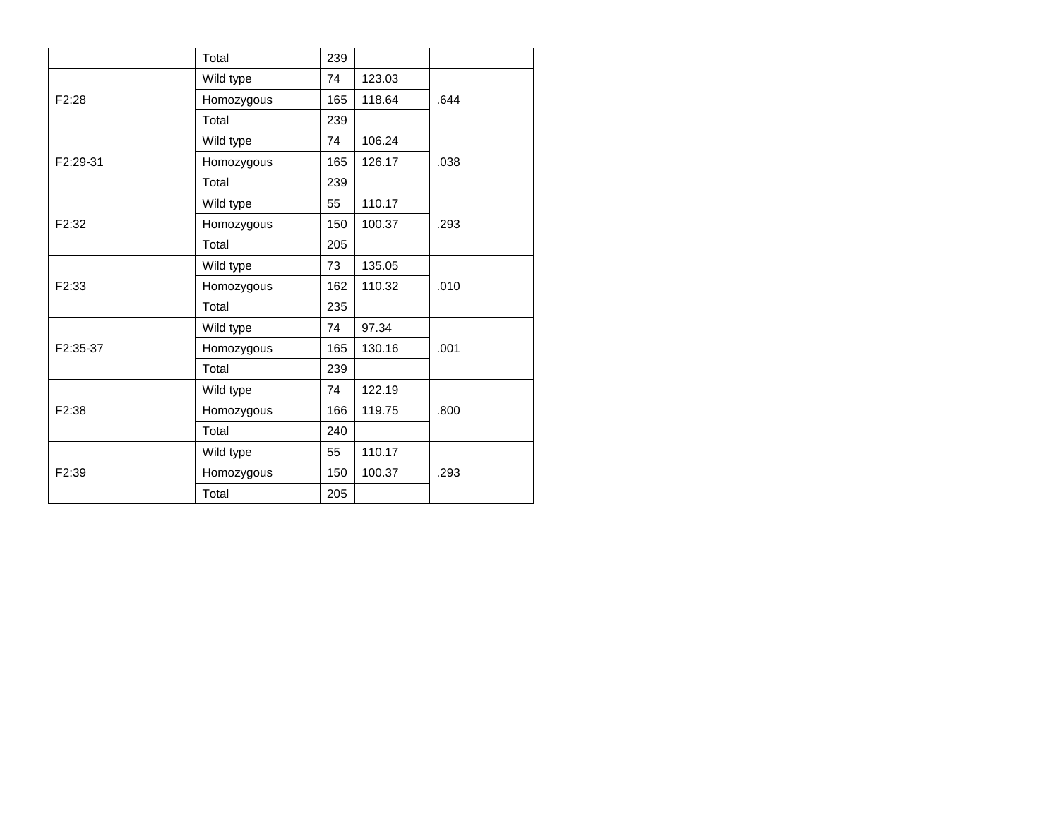| | | | | |
|---|---|---|---|---|
| | Total | 239 | | |
| F2:28 | Wild type | 74 | 123.03 | .644 |
| | Homozygous | 165 | 118.64 | |
| | Total | 239 | | |
| F2:29-31 | Wild type | 74 | 106.24 | .038 |
| | Homozygous | 165 | 126.17 | |
| | Total | 239 | | |
| F2:32 | Wild type | 55 | 110.17 | .293 |
| | Homozygous | 150 | 100.37 | |
| | Total | 205 | | |
| F2:33 | Wild type | 73 | 135.05 | .010 |
| | Homozygous | 162 | 110.32 | |
| | Total | 235 | | |
| F2:35-37 | Wild type | 74 | 97.34 | .001 |
| | Homozygous | 165 | 130.16 | |
| | Total | 239 | | |
| F2:38 | Wild type | 74 | 122.19 | .800 |
| | Homozygous | 166 | 119.75 | |
| | Total | 240 | | |
| F2:39 | Wild type | 55 | 110.17 | .293 |
| | Homozygous | 150 | 100.37 | |
| | Total | 205 | | |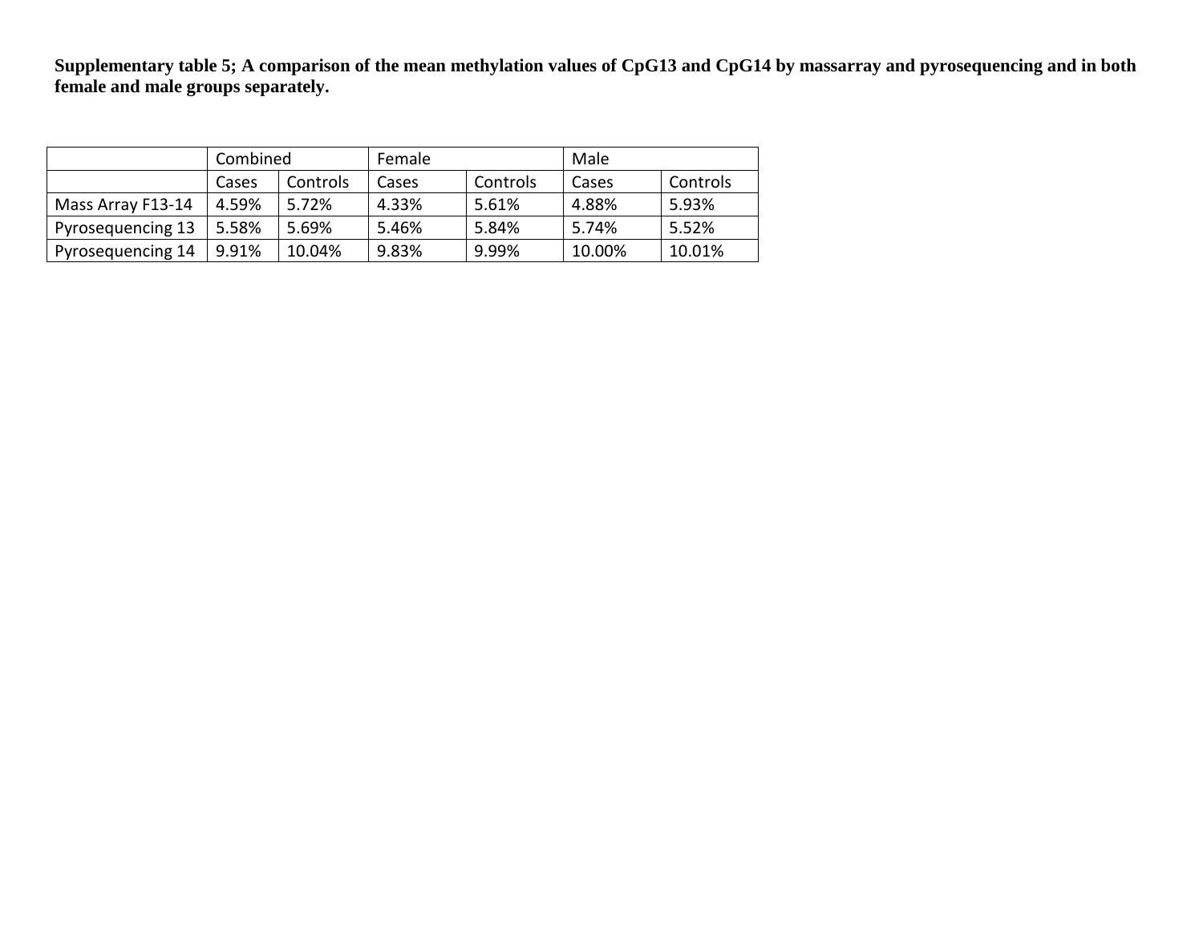**Supplementary table 5; A comparison of the mean methylation values of CpG13 and CpG14 by massarray and pyrosequencing and in both female and male groups separately.**

| | Combined | | Female | | Male | |
|---|---|---|---|---|---|---|
| | Cases | Controls | Cases | Controls | Cases | Controls |
| Mass Array F13-14 | 4.59% | 5.72% | 4.33% | 5.61% | 4.88% | 5.93% |
| Pyrosequencing 13 | 5.58% | 5.69% | 5.46% | 5.84% | 5.74% | 5.52% |
| Pyrosequencing 14 | 9.91% | 10.04% | 9.83% | 9.99% | 10.00% | 10.01% |